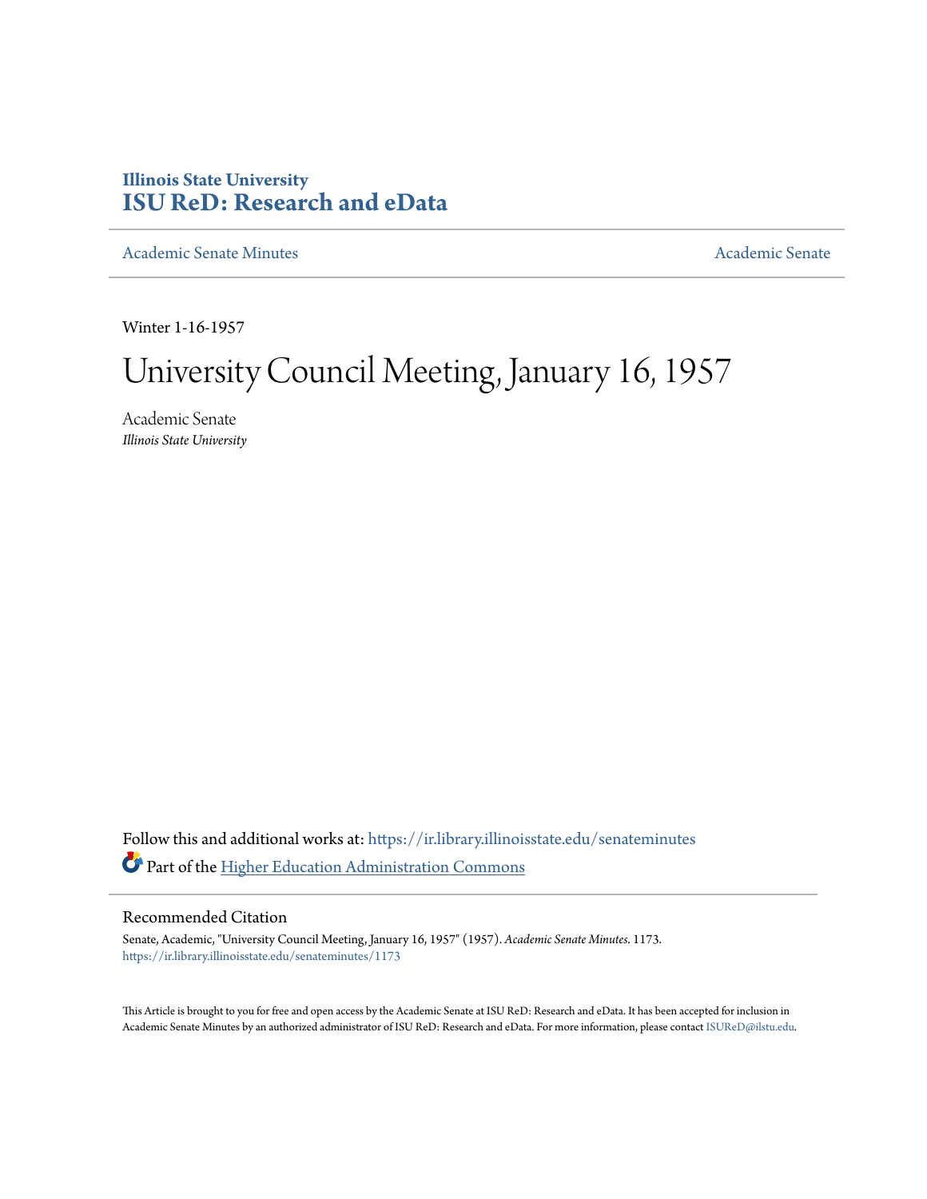Illinois State University

# ISU ReD: Research and eData

Academic Senate Minutes | Academic Senate

Winter 1-16-1957

# University Council Meeting, January 16, 1957

Academic Senate
*Illinois State University*

Follow this and additional works at: https://ir.library.illinoisstate.edu/senateminutes

Part of the Higher Education Administration Commons

## Recommended Citation

Senate, Academic, "University Council Meeting, January 16, 1957" (1957). *Academic Senate Minutes*. 1173.
https://ir.library.illinoisstate.edu/senateminutes/1173

This Article is brought to you for free and open access by the Academic Senate at ISU ReD: Research and eData. It has been accepted for inclusion in Academic Senate Minutes by an authorized administrator of ISU ReD: Research and eData. For more information, please contact ISUReD@ilstu.edu.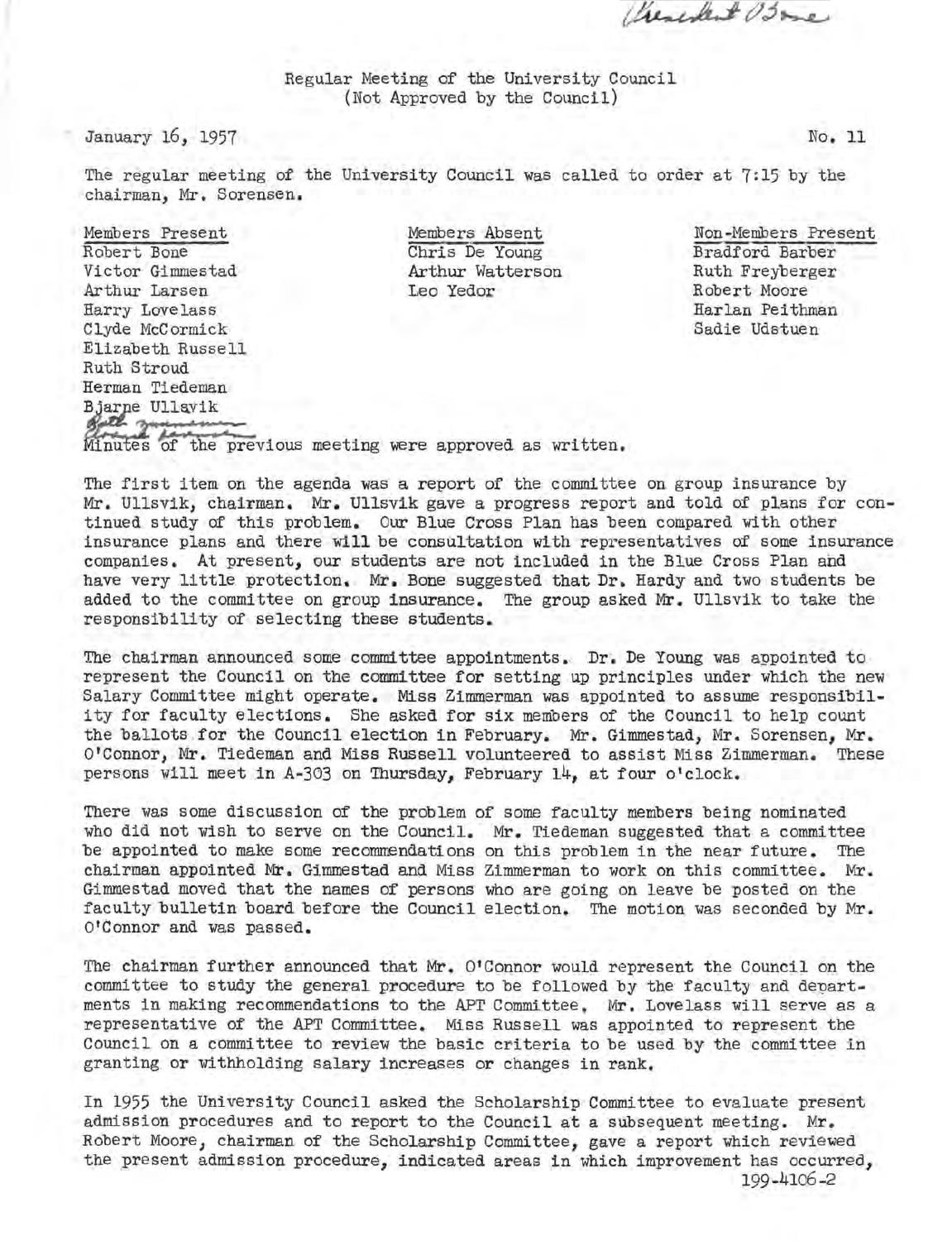President Bone

Regular Meeting of the University Council
(Not Approved by the Council)

January 16, 1957 No. 11

The regular meeting of the University Council was called to order at 7:15 by the chairman, Mr. Sorensen.

| Members Present | Members Absent | Non-Members Present |
|---|---|---|
| Robert Bone | Chris De Young | Bradford Barber |
| Victor Gimmestad | Arthur Watterson | Ruth Freyberger |
| Arthur Larsen | Leo Yedor | Robert Moore |
| Harry Lovelass | | Harlan Peithman |
| Clyde McCormick | | Sadie Udstuen |
| Elizabeth Russell | | |
| Ruth Stroud | | |
| Herman Tiedeman | | |
| Bjarne Ullsvik | | |
| Ruth Zimmerman | | |
| Arnold Sorensen | | |

Minutes of the previous meeting were approved as written.

The first item on the agenda was a report of the committee on group insurance by Mr. Ullsvik, chairman. Mr. Ullsvik gave a progress report and told of plans for continued study of this problem. Our Blue Cross Plan has been compared with other insurance plans and there will be consultation with representatives of some insurance companies. At present, our students are not included in the Blue Cross Plan and have very little protection. Mr. Bone suggested that Dr. Hardy and two students be added to the committee on group insurance. The group asked Mr. Ullsvik to take the responsibility of selecting these students.

The chairman announced some committee appointments. Dr. De Young was appointed to represent the Council on the committee for setting up principles under which the new Salary Committee might operate. Miss Zimmerman was appointed to assume responsibility for faculty elections. She asked for six members of the Council to help count the ballots for the Council election in February. Mr. Gimmestad, Mr. Sorensen, Mr. O'Connor, Mr. Tiedeman and Miss Russell volunteered to assist Miss Zimmerman. These persons will meet in A-303 on Thursday, February 14, at four o'clock.

There was some discussion of the problem of some faculty members being nominated who did not wish to serve on the Council. Mr. Tiedeman suggested that a committee be appointed to make some recommendations on this problem in the near future. The chairman appointed Mr. Gimmestad and Miss Zimmerman to work on this committee. Mr. Gimmestad moved that the names of persons who are going on leave be posted on the faculty bulletin board before the Council election. The motion was seconded by Mr. O'Connor and was passed.

The chairman further announced that Mr. O'Connor would represent the Council on the committee to study the general procedure to be followed by the faculty and departments in making recommendations to the APT Committee. Mr. Lovelass will serve as a representative of the APT Committee. Miss Russell was appointed to represent the Council on a committee to review the basic criteria to be used by the committee in granting or withholding salary increases or changes in rank.

In 1955 the University Council asked the Scholarship Committee to evaluate present admission procedures and to report to the Council at a subsequent meeting. Mr. Robert Moore, chairman of the Scholarship Committee, gave a report which reviewed the present admission procedure, indicated areas in which improvement has occurred,

199-4106-2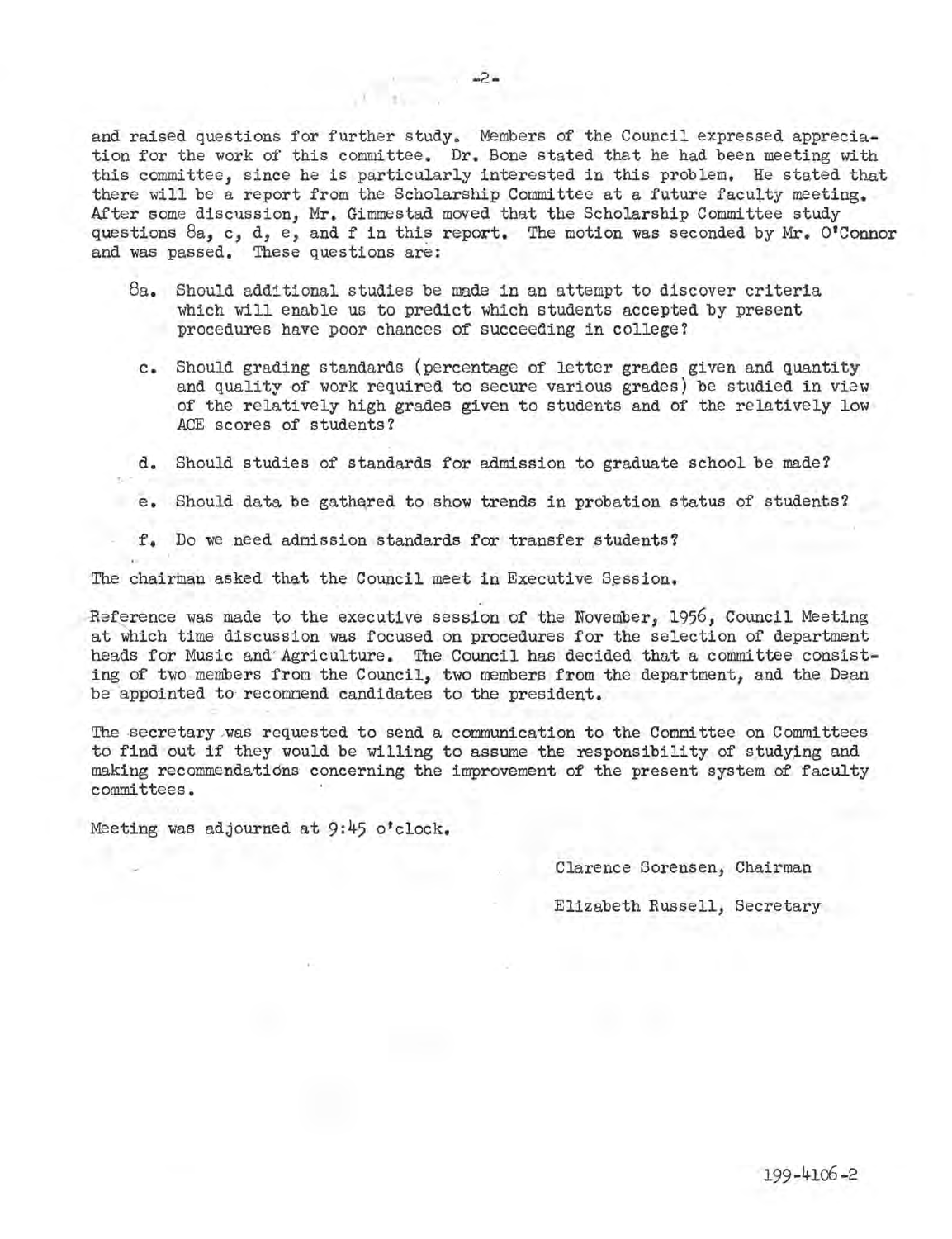and raised questions for further study. Members of the Council expressed appreciation for the work of this committee. Dr. Bone stated that he had been meeting with this committee, since he is particularly interested in this problem. He stated that there will be a report from the Scholarship Committee at a future faculty meeting. After some discussion, Mr. Gimmestad moved that the Scholarship Committee study questions 8a, c, d, e, and f in this report. The motion was seconded by Mr. O'Connor and was passed. These questions are:

8a. Should additional studies be made in an attempt to discover criteria which will enable us to predict which students accepted by present procedures have poor chances of succeeding in college?

c. Should grading standards (percentage of letter grades given and quantity and quality of work required to secure various grades) be studied in view of the relatively high grades given to students and of the relatively low ACE scores of students?

d. Should studies of standards for admission to graduate school be made?

e. Should data be gathered to show trends in probation status of students?

f. Do we need admission standards for transfer students?

The chairman asked that the Council meet in Executive Session.

Reference was made to the executive session of the November, 1956, Council Meeting at which time discussion was focused on procedures for the selection of department heads for Music and Agriculture. The Council has decided that a committee consisting of two members from the Council, two members from the department, and the Dean be appointed to recommend candidates to the president.

The secretary was requested to send a communication to the Committee on Committees to find out if they would be willing to assume the responsibility of studying and making recommendations concerning the improvement of the present system of faculty committees.

Meeting was adjourned at 9:45 o'clock.

Clarence Sorensen, Chairman

Elizabeth Russell, Secretary

199-4106-2